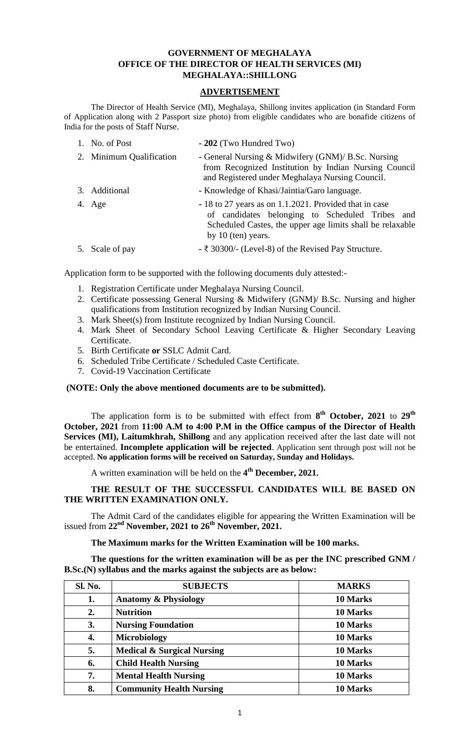# GOVERNMENT OF MEGHALAYA
## OFFICE OF THE DIRECTOR OF HEALTH SERVICES (MI)
## MEGHALAYA::SHILLONG

### ADVERTISEMENT

The Director of Health Service (MI), Meghalaya, Shillong invites application (in Standard Form of Application along with 2 Passport size photo) from eligible candidates who are bonafide citizens of India for the posts of Staff Nurse.

1. No. of Post - **202** (Two Hundred Two)
2. Minimum Qualification - General Nursing & Midwifery (GNM)/ B.Sc. Nursing from Recognized Institution by Indian Nursing Council and Registered under Meghalaya Nursing Council.
3. Additional - Knowledge of Khasi/Jaintia/Garo language.
4. Age - 18 to 27 years as on 1.1.2021. Provided that in case of candidates belonging to Scheduled Tribes and Scheduled Castes, the upper age limits shall be relaxable by 10 (ten) years.
5. Scale of pay - ₹ 30300/- (Level-8) of the Revised Pay Structure.

Application form to be supported with the following documents duly attested:-

1. Registration Certificate under Meghalaya Nursing Council.
2. Certificate possessing General Nursing & Midwifery (GNM)/ B.Sc. Nursing and higher qualifications from Institution recognized by Indian Nursing Council.
3. Mark Sheet(s) from Institute recognized by Indian Nursing Council.
4. Mark Sheet of Secondary School Leaving Certificate & Higher Secondary Leaving Certificate.
5. Birth Certificate **or** SSLC Admit Card.
6. Scheduled Tribe Certificate / Scheduled Caste Certificate.
7. Covid-19 Vaccination Certificate

**(NOTE: Only the above mentioned documents are to be submitted).**

The application form is to be submitted with effect from **8th October, 2021** to **29th October, 2021** from **11:00 A.M to 4:00 P.M in the Office campus of the Director of Health Services (MI), Laitumkhrah, Shillong** and any application received after the last date will not be entertained. **Incomplete application will be rejected**. Application sent through post will not be accepted. **No application forms will be received on Saturday, Sunday and Holidays.**

A written examination will be held on the **4th December, 2021.**

**THE RESULT OF THE SUCCESSFUL CANDIDATES WILL BE BASED ON THE WRITTEN EXAMINATION ONLY.**

The Admit Card of the candidates eligible for appearing the Written Examination will be issued from **22nd November, 2021 to 26th November, 2021.**

**The Maximum marks for the Written Examination will be 100 marks.**

**The questions for the written examination will be as per the INC prescribed GNM / B.Sc.(N) syllabus and the marks against the subjects are as below:**

| Sl. No. | SUBJECTS | MARKS |
|---|---|---|
| 1. | Anatomy & Physiology | 10 Marks |
| 2. | Nutrition | 10 Marks |
| 3. | Nursing Foundation | 10 Marks |
| 4. | Microbiology | 10 Marks |
| 5. | Medical & Surgical Nursing | 10 Marks |
| 6. | Child Health Nursing | 10 Marks |
| 7. | Mental Health Nursing | 10 Marks |
| 8. | Community Health Nursing | 10 Marks |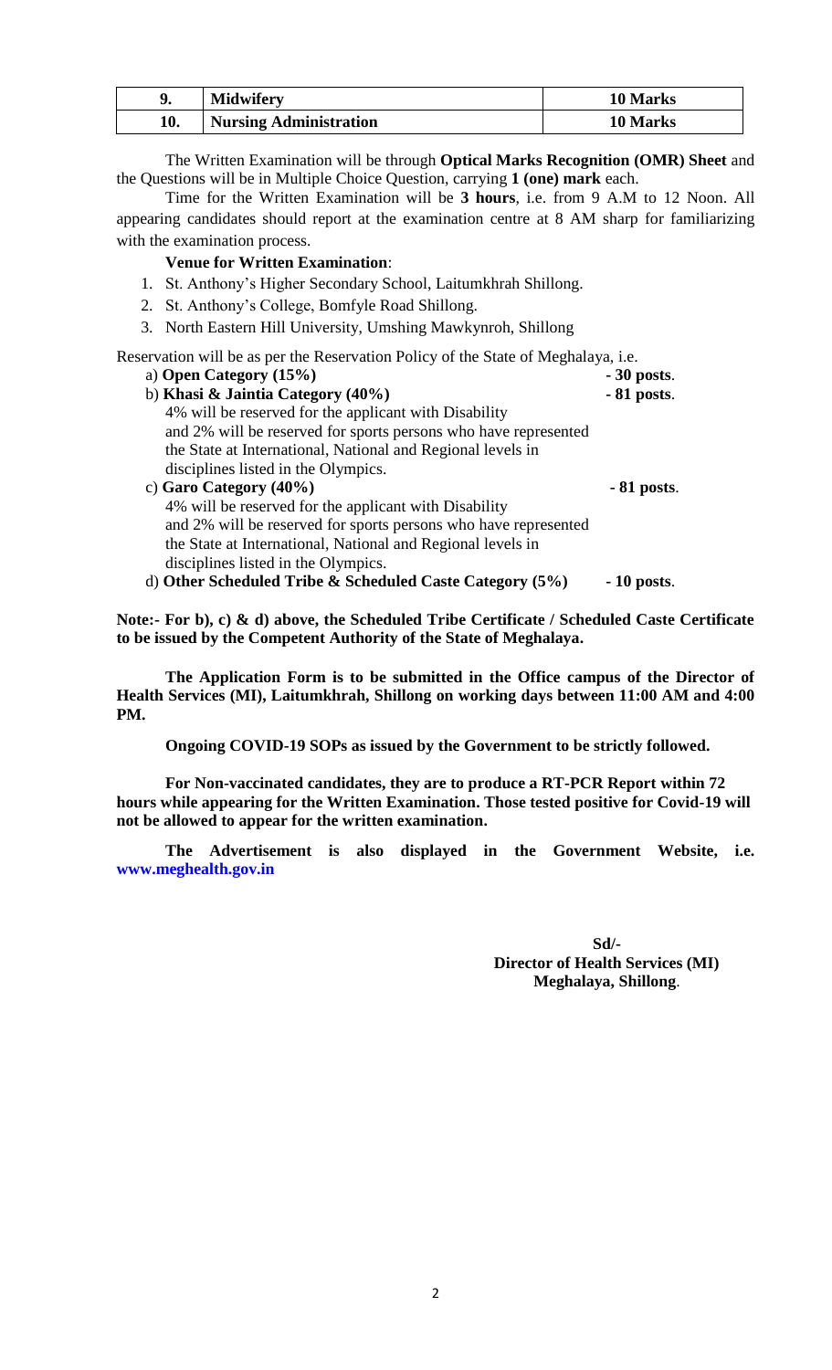| | | |
|---|---|---|
| **9.** | **Midwifery** | **10 Marks** |
| **10.** | **Nursing Administration** | **10 Marks** |

The Written Examination will be through **Optical Marks Recognition (OMR) Sheet** and the Questions will be in Multiple Choice Question, carrying **1 (one) mark** each.

Time for the Written Examination will be **3 hours**, i.e. from 9 A.M to 12 Noon. All appearing candidates should report at the examination centre at 8 AM sharp for familiarizing with the examination process.

**Venue for Written Examination**:

1. St. Anthony's Higher Secondary School, Laitumkhrah Shillong.
2. St. Anthony's College, Bomfyle Road Shillong.
3. North Eastern Hill University, Umshing Mawkynroh, Shillong

Reservation will be as per the Reservation Policy of the State of Meghalaya, i.e.

a) **Open Category (15%)** - **30 posts**.

b) **Khasi & Jaintia Category (40%)** - **81 posts**.
4% will be reserved for the applicant with Disability and 2% will be reserved for sports persons who have represented the State at International, National and Regional levels in disciplines listed in the Olympics.

c) **Garo Category (40%)** - **81 posts**.
4% will be reserved for the applicant with Disability and 2% will be reserved for sports persons who have represented the State at International, National and Regional levels in disciplines listed in the Olympics.

d) **Other Scheduled Tribe & Scheduled Caste Category (5%)** - **10 posts**.

**Note:- For b), c) & d) above, the Scheduled Tribe Certificate / Scheduled Caste Certificate to be issued by the Competent Authority of the State of Meghalaya.**

**The Application Form is to be submitted in the Office campus of the Director of Health Services (MI), Laitumkhrah, Shillong on working days between 11:00 AM and 4:00 PM.**

**Ongoing COVID-19 SOPs as issued by the Government to be strictly followed.**

**For Non-vaccinated candidates, they are to produce a RT-PCR Report within 72 hours while appearing for the Written Examination. Those tested positive for Covid-19 will not be allowed to appear for the written examination.**

**The Advertisement is also displayed in the Government Website, i.e. www.meghealth.gov.in**

**Sd/-**
**Director of Health Services (MI)**
**Meghalaya, Shillong**.